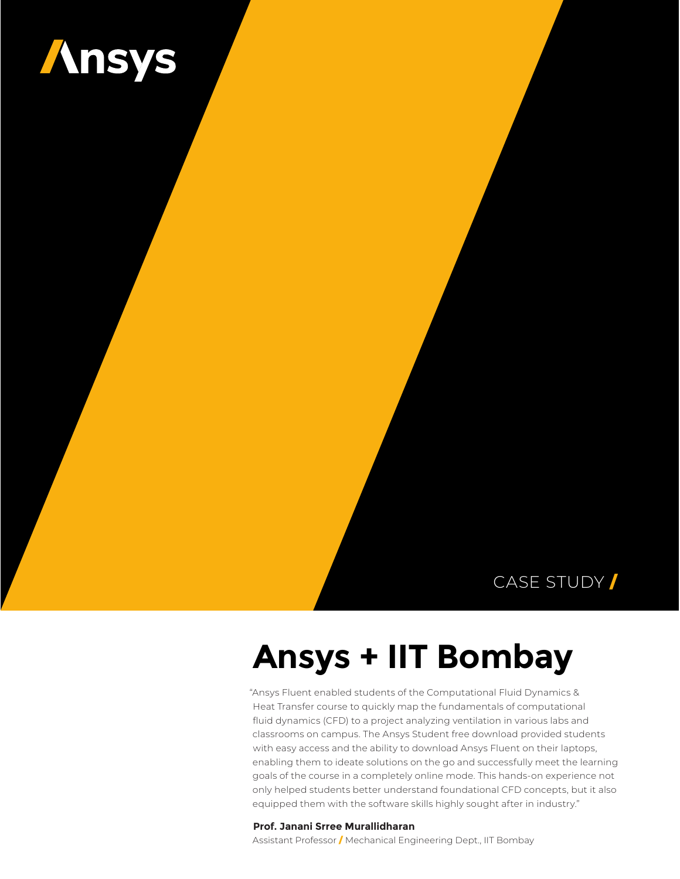Ansys

CASE STUDY /

# Ansys + IIT Bombay

"Ansys Fluent enabled students of the Computational Fluid Dynamics & Heat Transfer course to quickly map the fundamentals of computational fluid dynamics (CFD) to a project analyzing ventilation in various labs and classrooms on campus. The Ansys Student free download provided students with easy access and the ability to download Ansys Fluent on their laptops, enabling them to ideate solutions on the go and successfully meet the learning goals of the course in a completely online mode. This hands-on experience not only helped students better understand foundational CFD concepts, but it also equipped them with the software skills highly sought after in industry."

**Prof. Janani Srree Murallidharan**

Assistant Professor / Mechanical Engineering Dept., IIT Bombay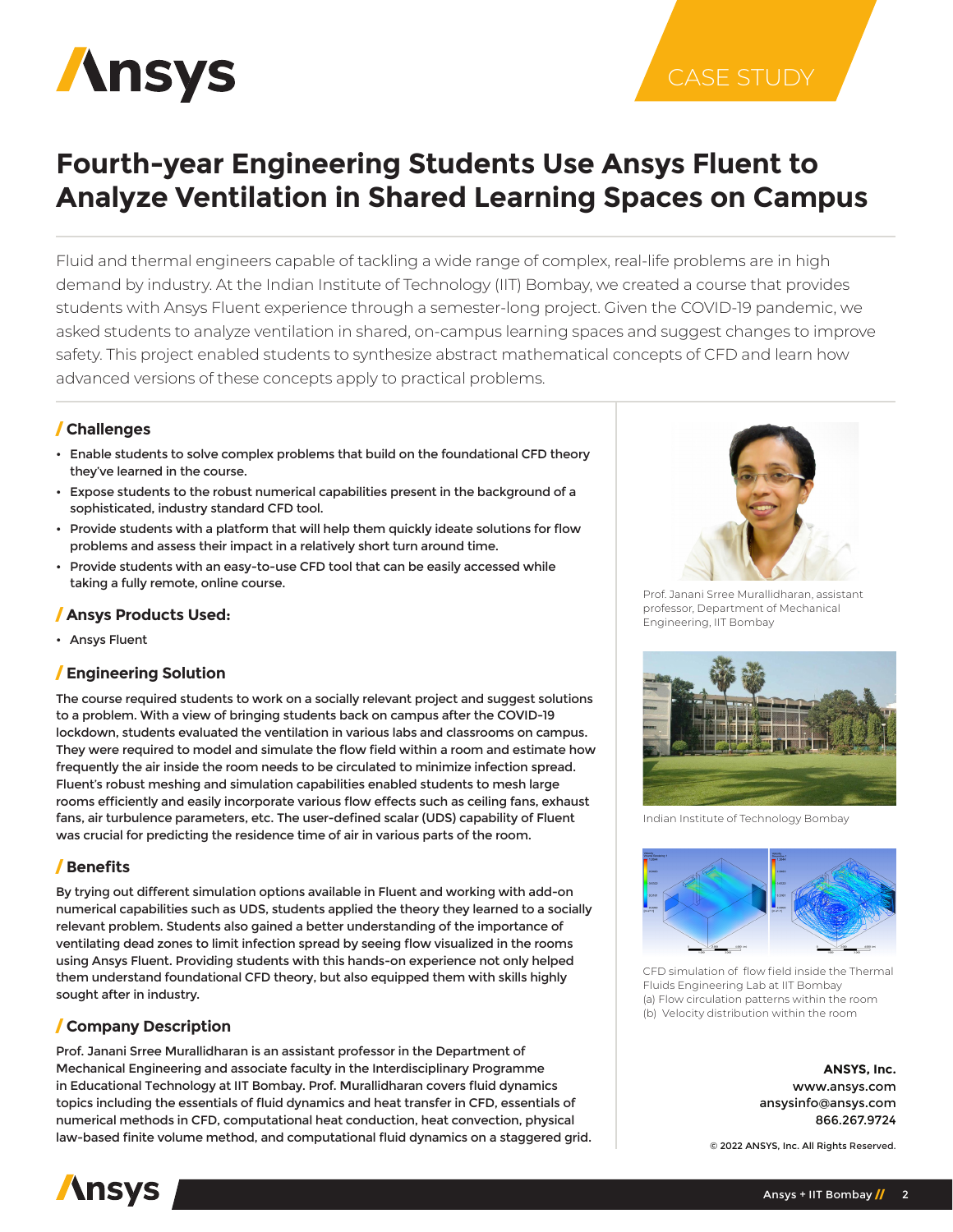CASE STUDY

# Fourth-year Engineering Students Use Ansys Fluent to Analyze Ventilation in Shared Learning Spaces on Campus

Fluid and thermal engineers capable of tackling a wide range of complex, real-life problems are in high demand by industry. At the Indian Institute of Technology (IIT) Bombay, we created a course that provides students with Ansys Fluent experience through a semester-long project. Given the COVID-19 pandemic, we asked students to analyze ventilation in shared, on-campus learning spaces and suggest changes to improve safety. This project enabled students to synthesize abstract mathematical concepts of CFD and learn how advanced versions of these concepts apply to practical problems.

## / Challenges

- Enable students to solve complex problems that build on the foundational CFD theory they've learned in the course.
- Expose students to the robust numerical capabilities present in the background of a sophisticated, industry standard CFD tool.
- Provide students with a platform that will help them quickly ideate solutions for flow problems and assess their impact in a relatively short turn around time.
- Provide students with an easy-to-use CFD tool that can be easily accessed while taking a fully remote, online course.

## / Ansys Products Used:

- Ansys Fluent

## / Engineering Solution

The course required students to work on a socially relevant project and suggest solutions to a problem. With a view of bringing students back on campus after the COVID-19 lockdown, students evaluated the ventilation in various labs and classrooms on campus. They were required to model and simulate the flow field within a room and estimate how frequently the air inside the room needs to be circulated to minimize infection spread. Fluent's robust meshing and simulation capabilities enabled students to mesh large rooms efficiently and easily incorporate various flow effects such as ceiling fans, exhaust fans, air turbulence parameters, etc. The user-defined scalar (UDS) capability of Fluent was crucial for predicting the residence time of air in various parts of the room.

## / Benefits

By trying out different simulation options available in Fluent and working with add-on numerical capabilities such as UDS, students applied the theory they learned to a socially relevant problem. Students also gained a better understanding of the importance of ventilating dead zones to limit infection spread by seeing flow visualized in the rooms using Ansys Fluent. Providing students with this hands-on experience not only helped them understand foundational CFD theory, but also equipped them with skills highly sought after in industry.

## / Company Description

Prof. Janani Sree Murallidharan is an assistant professor in the Department of Mechanical Engineering and associate faculty in the Interdisciplinary Programme in Educational Technology at IIT Bombay. Prof. Murallidharan covers fluid dynamics topics including the essentials of fluid dynamics and heat transfer in CFD, essentials of numerical methods in CFD, computational heat conduction, heat convection, physical law-based finite volume method, and computational fluid dynamics on a staggered grid.

Prof. Janani Sree Murallidharan, assistant professor, Department of Mechanical Engineering, IIT Bombay

Indian Institute of Technology Bombay

CFD simulation of flow field inside the Thermal Fluids Engineering Lab at IIT Bombay
(a) Flow circulation patterns within the room
(b) Velocity distribution within the room

**ANSYS, Inc.**
www.ansys.com
ansysinfo@ansys.com
866.267.9724

© 2022 ANSYS, Inc. All Rights Reserved.